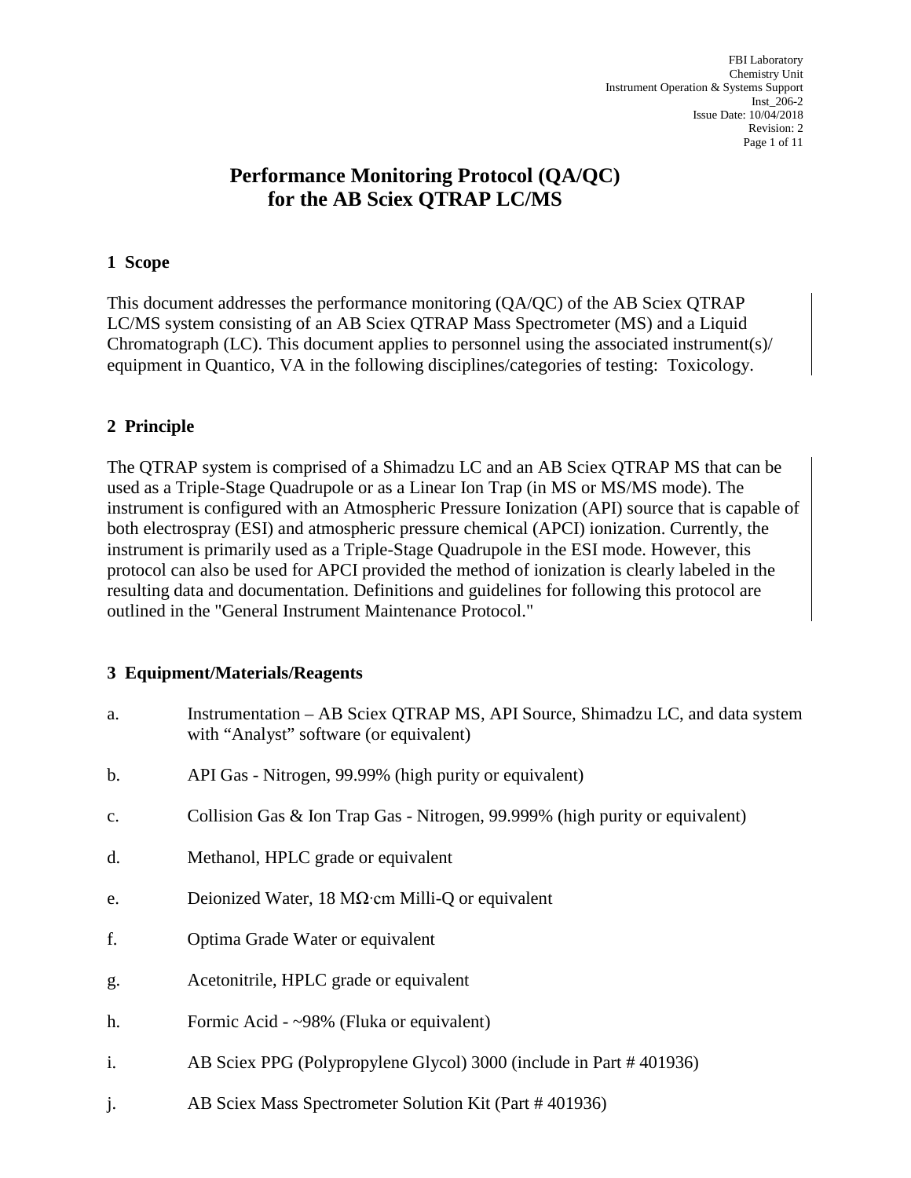# Performance Monitoring Protocol (QA/QC) for the AB Sciex QTRAP LC/MS

## 1 Scope

This document addresses the performance monitoring (QA/QC) of the AB Sciex QTRAP LC/MS system consisting of an AB Sciex QTRAP Mass Spectrometer (MS) and a Liquid Chromatograph (LC). This document applies to personnel using the associated instrument(s)/ equipment in Quantico, VA in the following disciplines/categories of testing: Toxicology.

## 2 Principle

The QTRAP system is comprised of a Shimadzu LC and an AB Sciex QTRAP MS that can be used as a Triple-Stage Quadrupole or as a Linear Ion Trap (in MS or MS/MS mode). The instrument is configured with an Atmospheric Pressure Ionization (API) source that is capable of both electrospray (ESI) and atmospheric pressure chemical (APCI) ionization. Currently, the instrument is primarily used as a Triple-Stage Quadrupole in the ESI mode. However, this protocol can also be used for APCI provided the method of ionization is clearly labeled in the resulting data and documentation. Definitions and guidelines for following this protocol are outlined in the "General Instrument Maintenance Protocol."

## 3 Equipment/Materials/Reagents

a. Instrumentation – AB Sciex QTRAP MS, API Source, Shimadzu LC, and data system with "Analyst" software (or equivalent)

b. API Gas - Nitrogen, 99.99% (high purity or equivalent)

c. Collision Gas & Ion Trap Gas - Nitrogen, 99.999% (high purity or equivalent)

d. Methanol, HPLC grade or equivalent

e. Deionized Water, 18 MΩ·cm Milli-Q or equivalent

f. Optima Grade Water or equivalent

g. Acetonitrile, HPLC grade or equivalent

h. Formic Acid - ~98% (Fluka or equivalent)

i. AB Sciex PPG (Polypropylene Glycol) 3000 (include in Part # 401936)

j. AB Sciex Mass Spectrometer Solution Kit (Part # 401936)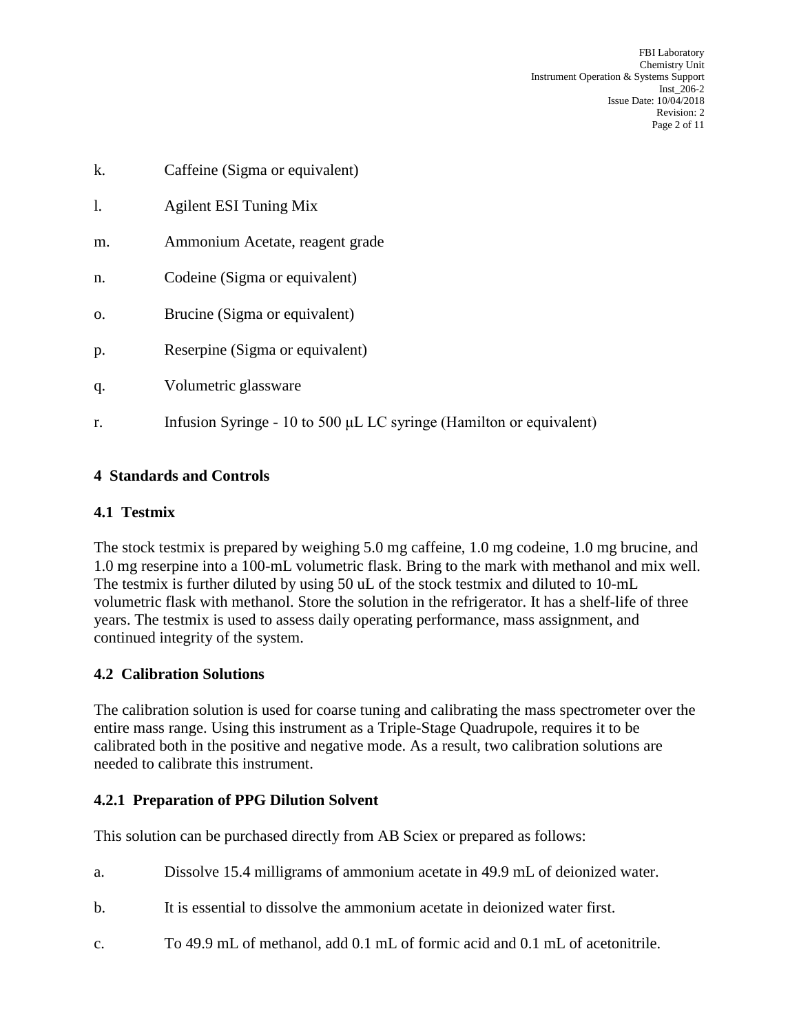k. Caffeine (Sigma or equivalent)

l. Agilent ESI Tuning Mix

m. Ammonium Acetate, reagent grade

n. Codeine (Sigma or equivalent)

o. Brucine (Sigma or equivalent)

p. Reserpine (Sigma or equivalent)

q. Volumetric glassware

r. Infusion Syringe - 10 to 500 μL LC syringe (Hamilton or equivalent)

## 4 Standards and Controls

### 4.1 Testmix

The stock testmix is prepared by weighing 5.0 mg caffeine, 1.0 mg codeine, 1.0 mg brucine, and 1.0 mg reserpine into a 100-mL volumetric flask. Bring to the mark with methanol and mix well. The testmix is further diluted by using 50 uL of the stock testmix and diluted to 10-mL volumetric flask with methanol. Store the solution in the refrigerator. It has a shelf-life of three years. The testmix is used to assess daily operating performance, mass assignment, and continued integrity of the system.

### 4.2 Calibration Solutions

The calibration solution is used for coarse tuning and calibrating the mass spectrometer over the entire mass range. Using this instrument as a Triple-Stage Quadrupole, requires it to be calibrated both in the positive and negative mode. As a result, two calibration solutions are needed to calibrate this instrument.

#### 4.2.1 Preparation of PPG Dilution Solvent

This solution can be purchased directly from AB Sciex or prepared as follows:

a. Dissolve 15.4 milligrams of ammonium acetate in 49.9 mL of deionized water.

b. It is essential to dissolve the ammonium acetate in deionized water first.

c. To 49.9 mL of methanol, add 0.1 mL of formic acid and 0.1 mL of acetonitrile.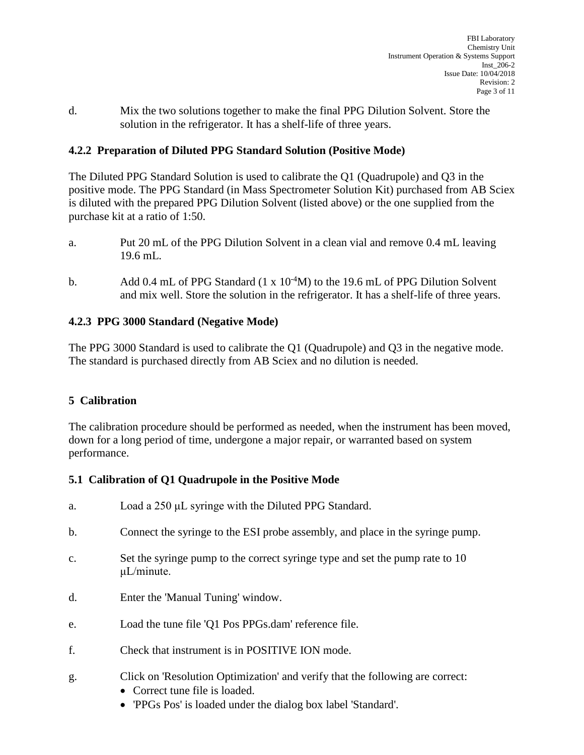d. Mix the two solutions together to make the final PPG Dilution Solvent. Store the solution in the refrigerator. It has a shelf-life of three years.

### 4.2.2 Preparation of Diluted PPG Standard Solution (Positive Mode)

The Diluted PPG Standard Solution is used to calibrate the Q1 (Quadrupole) and Q3 in the positive mode. The PPG Standard (in Mass Spectrometer Solution Kit) purchased from AB Sciex is diluted with the prepared PPG Dilution Solvent (listed above) or the one supplied from the purchase kit at a ratio of 1:50.

a. Put 20 mL of the PPG Dilution Solvent in a clean vial and remove 0.4 mL leaving 19.6 mL.

b. Add 0.4 mL of PPG Standard ($1 \times 10^{-4}$M) to the 19.6 mL of PPG Dilution Solvent and mix well. Store the solution in the refrigerator. It has a shelf-life of three years.

### 4.2.3 PPG 3000 Standard (Negative Mode)

The PPG 3000 Standard is used to calibrate the Q1 (Quadrupole) and Q3 in the negative mode. The standard is purchased directly from AB Sciex and no dilution is needed.

## 5 Calibration

The calibration procedure should be performed as needed, when the instrument has been moved, down for a long period of time, undergone a major repair, or warranted based on system performance.

### 5.1 Calibration of Q1 Quadrupole in the Positive Mode

a. Load a 250 µL syringe with the Diluted PPG Standard.

b. Connect the syringe to the ESI probe assembly, and place in the syringe pump.

c. Set the syringe pump to the correct syringe type and set the pump rate to 10 µL/minute.

d. Enter the 'Manual Tuning' window.

e. Load the tune file 'Q1 Pos PPGs.dam' reference file.

f. Check that instrument is in POSITIVE ION mode.

g. Click on 'Resolution Optimization' and verify that the following are correct:
- Correct tune file is loaded.
- 'PPGs Pos' is loaded under the dialog box label 'Standard'.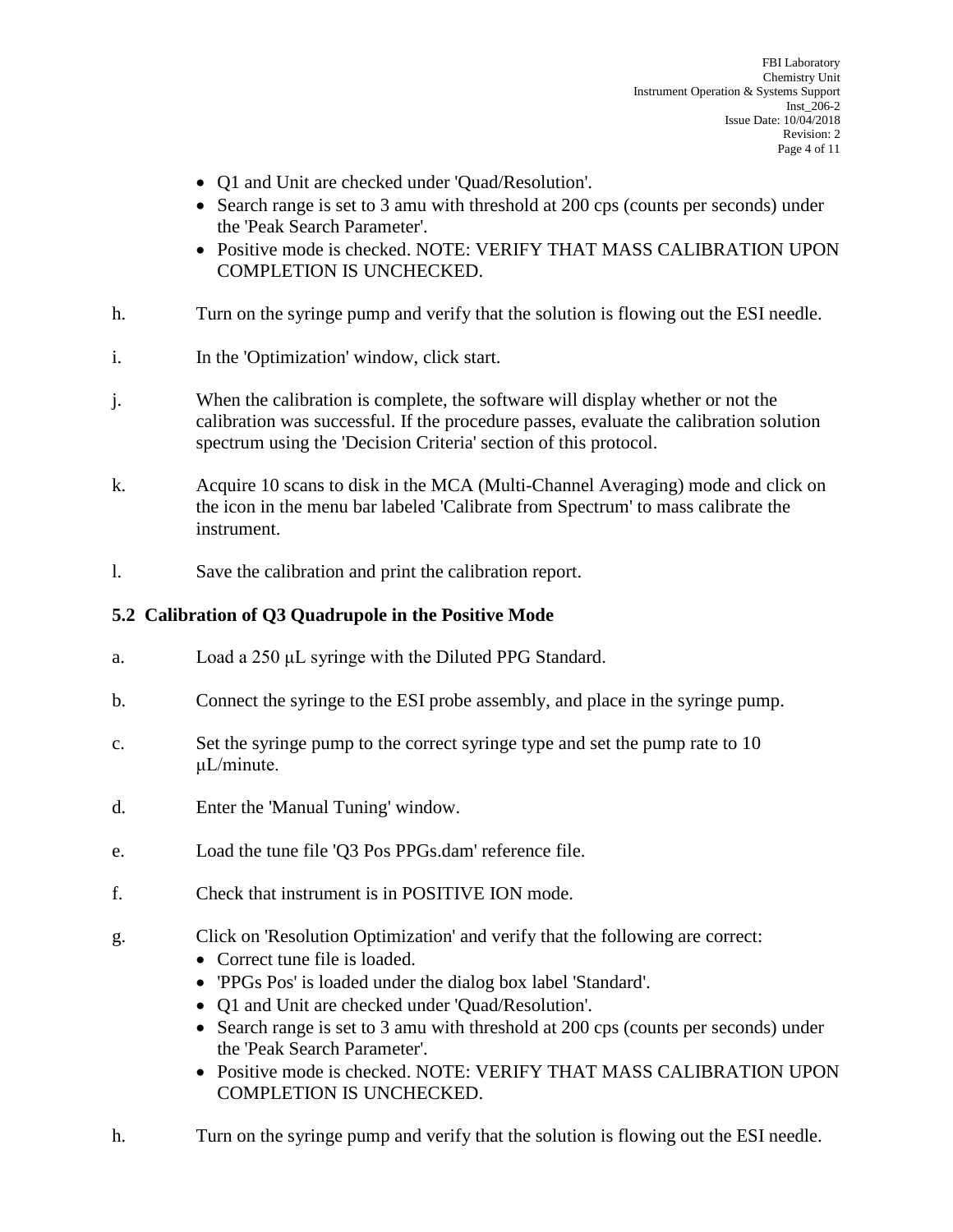- Q1 and Unit are checked under 'Quad/Resolution'.
- Search range is set to 3 amu with threshold at 200 cps (counts per seconds) under the 'Peak Search Parameter'.
- Positive mode is checked. NOTE: VERIFY THAT MASS CALIBRATION UPON COMPLETION IS UNCHECKED.

h. Turn on the syringe pump and verify that the solution is flowing out the ESI needle.

i. In the 'Optimization' window, click start.

j. When the calibration is complete, the software will display whether or not the calibration was successful. If the procedure passes, evaluate the calibration solution spectrum using the 'Decision Criteria' section of this protocol.

k. Acquire 10 scans to disk in the MCA (Multi-Channel Averaging) mode and click on the icon in the menu bar labeled 'Calibrate from Spectrum' to mass calibrate the instrument.

l. Save the calibration and print the calibration report.

### 5.2 Calibration of Q3 Quadrupole in the Positive Mode

a. Load a 250 μL syringe with the Diluted PPG Standard.

b. Connect the syringe to the ESI probe assembly, and place in the syringe pump.

c. Set the syringe pump to the correct syringe type and set the pump rate to 10 μL/minute.

d. Enter the 'Manual Tuning' window.

e. Load the tune file 'Q3 Pos PPGs.dam' reference file.

f. Check that instrument is in POSITIVE ION mode.

g. Click on 'Resolution Optimization' and verify that the following are correct:
- Correct tune file is loaded.
- 'PPGs Pos' is loaded under the dialog box label 'Standard'.
- Q1 and Unit are checked under 'Quad/Resolution'.
- Search range is set to 3 amu with threshold at 200 cps (counts per seconds) under the 'Peak Search Parameter'.
- Positive mode is checked. NOTE: VERIFY THAT MASS CALIBRATION UPON COMPLETION IS UNCHECKED.

h. Turn on the syringe pump and verify that the solution is flowing out the ESI needle.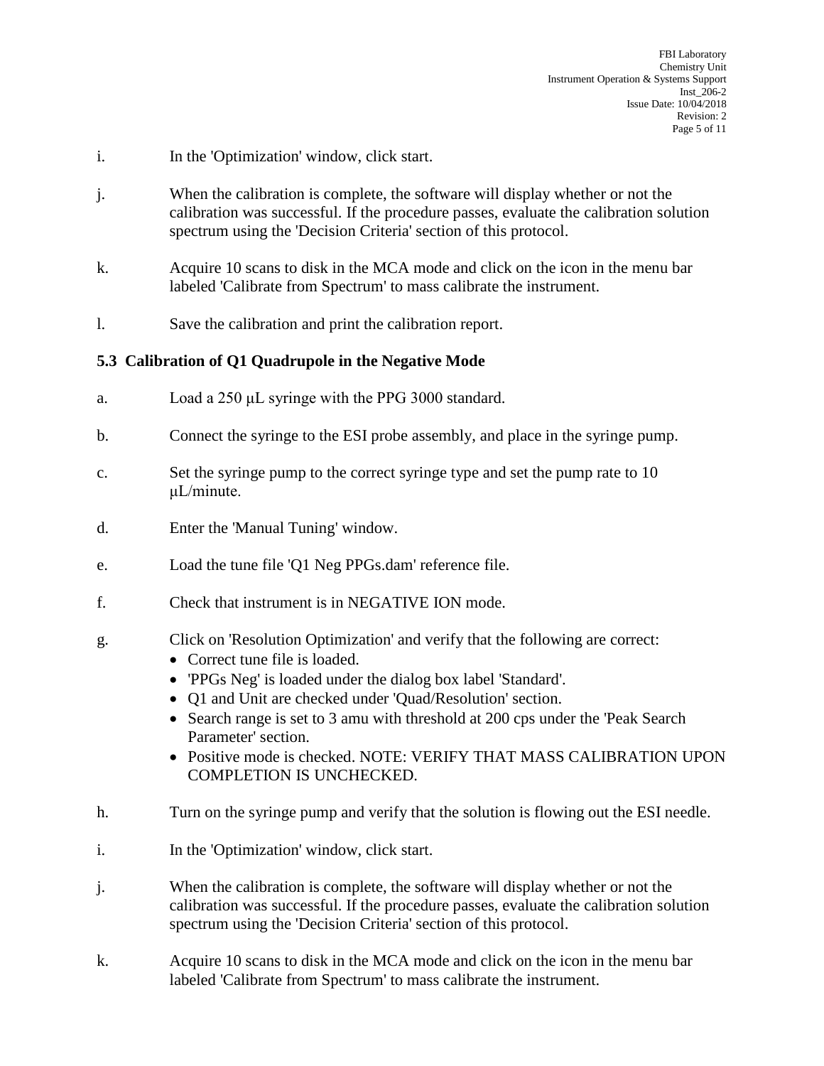i. In the 'Optimization' window, click start.

j. When the calibration is complete, the software will display whether or not the calibration was successful. If the procedure passes, evaluate the calibration solution spectrum using the 'Decision Criteria' section of this protocol.

k. Acquire 10 scans to disk in the MCA mode and click on the icon in the menu bar labeled 'Calibrate from Spectrum' to mass calibrate the instrument.

l. Save the calibration and print the calibration report.

### 5.3 Calibration of Q1 Quadrupole in the Negative Mode

a. Load a 250 μL syringe with the PPG 3000 standard.

b. Connect the syringe to the ESI probe assembly, and place in the syringe pump.

c. Set the syringe pump to the correct syringe type and set the pump rate to 10 μL/minute.

d. Enter the 'Manual Tuning' window.

e. Load the tune file 'Q1 Neg PPGs.dam' reference file.

f. Check that instrument is in NEGATIVE ION mode.

g. Click on 'Resolution Optimization' and verify that the following are correct:
- Correct tune file is loaded.
- 'PPGs Neg' is loaded under the dialog box label 'Standard'.
- Q1 and Unit are checked under 'Quad/Resolution' section.
- Search range is set to 3 amu with threshold at 200 cps under the 'Peak Search Parameter' section.
- Positive mode is checked. NOTE: VERIFY THAT MASS CALIBRATION UPON COMPLETION IS UNCHECKED.

h. Turn on the syringe pump and verify that the solution is flowing out the ESI needle.

i. In the 'Optimization' window, click start.

j. When the calibration is complete, the software will display whether or not the calibration was successful. If the procedure passes, evaluate the calibration solution spectrum using the 'Decision Criteria' section of this protocol.

k. Acquire 10 scans to disk in the MCA mode and click on the icon in the menu bar labeled 'Calibrate from Spectrum' to mass calibrate the instrument.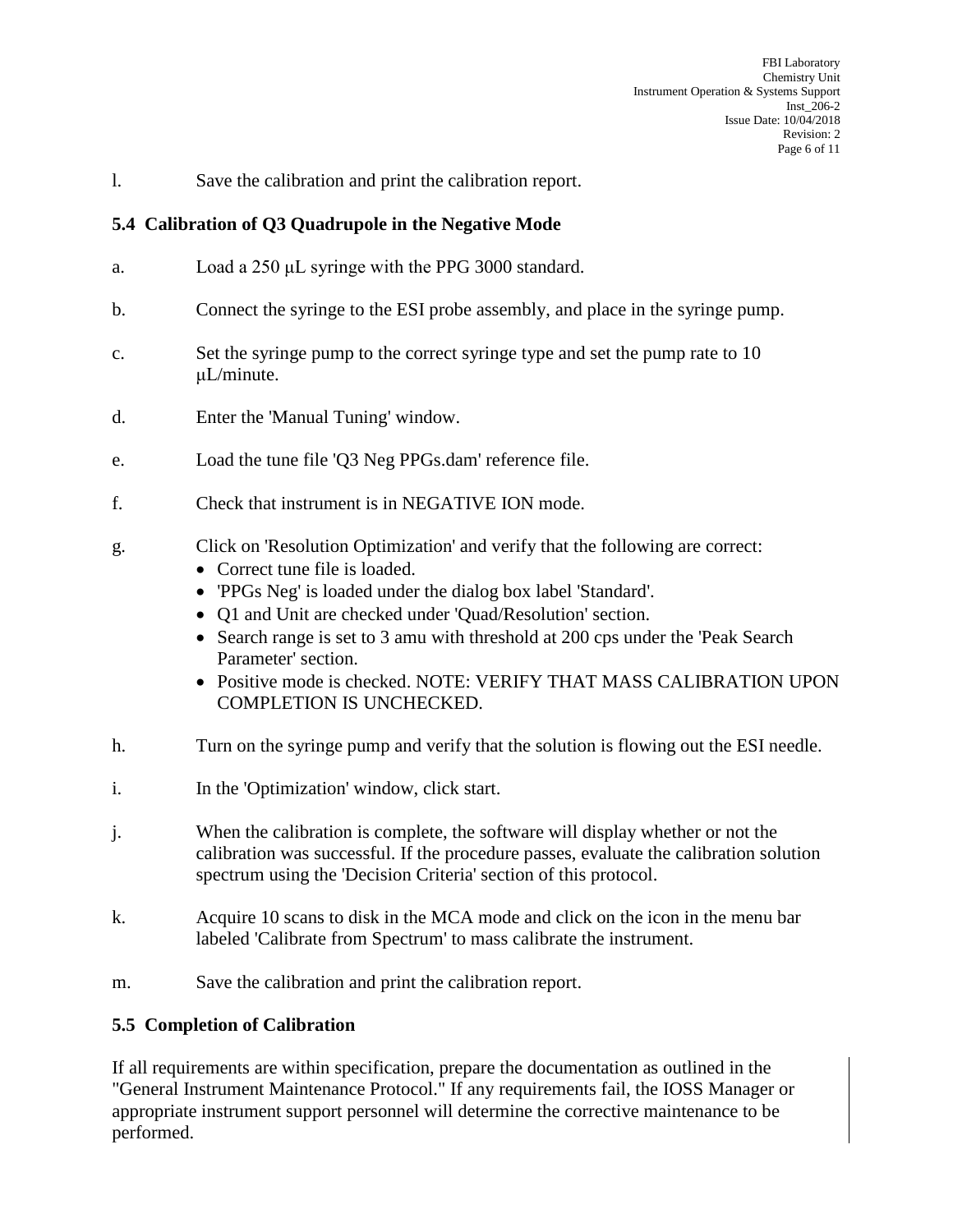l. Save the calibration and print the calibration report.

## 5.4 Calibration of Q3 Quadrupole in the Negative Mode

a. Load a 250 µL syringe with the PPG 3000 standard.

b. Connect the syringe to the ESI probe assembly, and place in the syringe pump.

c. Set the syringe pump to the correct syringe type and set the pump rate to 10 µL/minute.

d. Enter the 'Manual Tuning' window.

e. Load the tune file 'Q3 Neg PPGs.dam' reference file.

f. Check that instrument is in NEGATIVE ION mode.

g. Click on 'Resolution Optimization' and verify that the following are correct:
   - Correct tune file is loaded.
   - 'PPGs Neg' is loaded under the dialog box label 'Standard'.
   - Q1 and Unit are checked under 'Quad/Resolution' section.
   - Search range is set to 3 amu with threshold at 200 cps under the 'Peak Search Parameter' section.
   - Positive mode is checked. NOTE: VERIFY THAT MASS CALIBRATION UPON COMPLETION IS UNCHECKED.

h. Turn on the syringe pump and verify that the solution is flowing out the ESI needle.

i. In the 'Optimization' window, click start.

j. When the calibration is complete, the software will display whether or not the calibration was successful. If the procedure passes, evaluate the calibration solution spectrum using the 'Decision Criteria' section of this protocol.

k. Acquire 10 scans to disk in the MCA mode and click on the icon in the menu bar labeled 'Calibrate from Spectrum' to mass calibrate the instrument.

m. Save the calibration and print the calibration report.

## 5.5 Completion of Calibration

If all requirements are within specification, prepare the documentation as outlined in the "General Instrument Maintenance Protocol." If any requirements fail, the IOSS Manager or appropriate instrument support personnel will determine the corrective maintenance to be performed.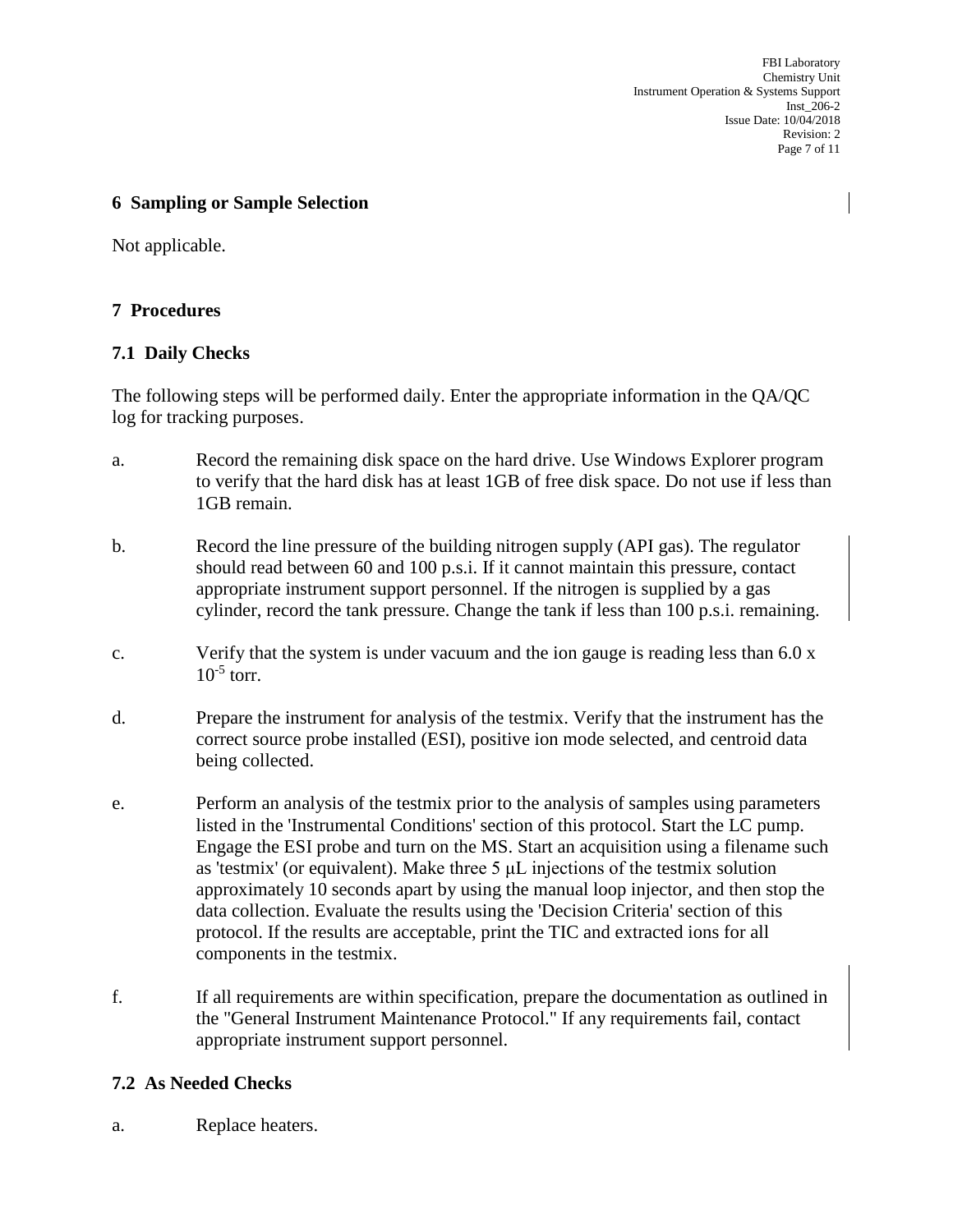## 6 Sampling or Sample Selection

Not applicable.

## 7 Procedures

### 7.1 Daily Checks

The following steps will be performed daily. Enter the appropriate information in the QA/QC log for tracking purposes.

a. Record the remaining disk space on the hard drive. Use Windows Explorer program to verify that the hard disk has at least 1GB of free disk space. Do not use if less than 1GB remain.

b. Record the line pressure of the building nitrogen supply (API gas). The regulator should read between 60 and 100 p.s.i. If it cannot maintain this pressure, contact appropriate instrument support personnel. If the nitrogen is supplied by a gas cylinder, record the tank pressure. Change the tank if less than 100 p.s.i. remaining.

c. Verify that the system is under vacuum and the ion gauge is reading less than $6.0 \times 10^{-5}$ torr.

d. Prepare the instrument for analysis of the testmix. Verify that the instrument has the correct source probe installed (ESI), positive ion mode selected, and centroid data being collected.

e. Perform an analysis of the testmix prior to the analysis of samples using parameters listed in the 'Instrumental Conditions' section of this protocol. Start the LC pump. Engage the ESI probe and turn on the MS. Start an acquisition using a filename such as 'testmix' (or equivalent). Make three 5 μL injections of the testmix solution approximately 10 seconds apart by using the manual loop injector, and then stop the data collection. Evaluate the results using the 'Decision Criteria' section of this protocol. If the results are acceptable, print the TIC and extracted ions for all components in the testmix.

f. If all requirements are within specification, prepare the documentation as outlined in the "General Instrument Maintenance Protocol." If any requirements fail, contact appropriate instrument support personnel.

### 7.2 As Needed Checks

a. Replace heaters.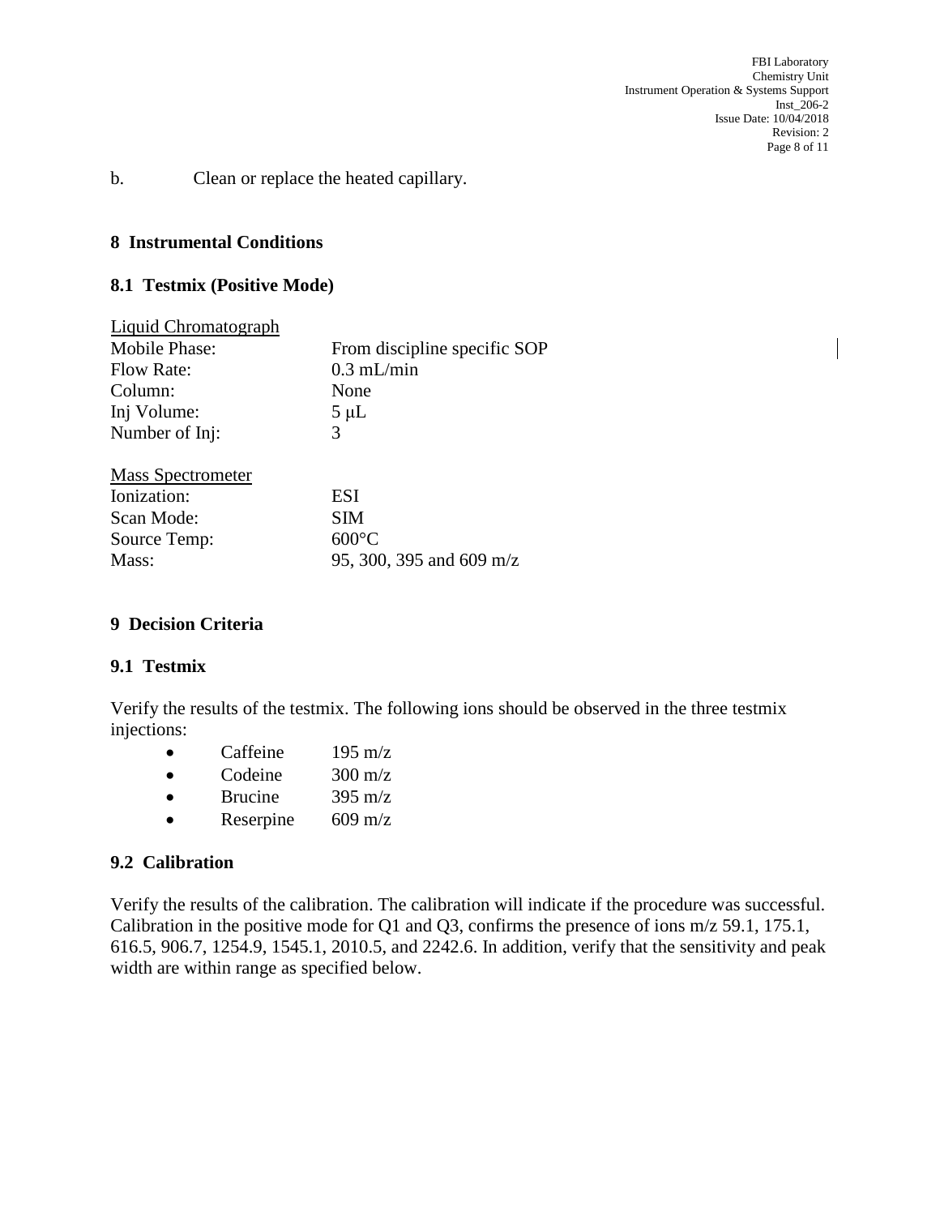b. Clean or replace the heated capillary.

## 8 Instrumental Conditions

### 8.1 Testmix (Positive Mode)

| Liquid Chromatograph | |
|---|---|
| Mobile Phase: | From discipline specific SOP |
| Flow Rate: | 0.3 mL/min |
| Column: | None |
| Inj Volume: | 5 μL |
| Number of Inj: | 3 |

| Mass Spectrometer | |
|---|---|
| Ionization: | ESI |
| Scan Mode: | SIM |
| Source Temp: | 600°C |
| Mass: | 95, 300, 395 and 609 m/z |

## 9 Decision Criteria

### 9.1 Testmix

Verify the results of the testmix. The following ions should be observed in the three testmix injections:

- Caffeine 195 m/z
- Codeine 300 m/z
- Brucine 395 m/z
- Reserpine 609 m/z

### 9.2 Calibration

Verify the results of the calibration. The calibration will indicate if the procedure was successful. Calibration in the positive mode for Q1 and Q3, confirms the presence of ions m/z 59.1, 175.1, 616.5, 906.7, 1254.9, 1545.1, 2010.5, and 2242.6. In addition, verify that the sensitivity and peak width are within range as specified below.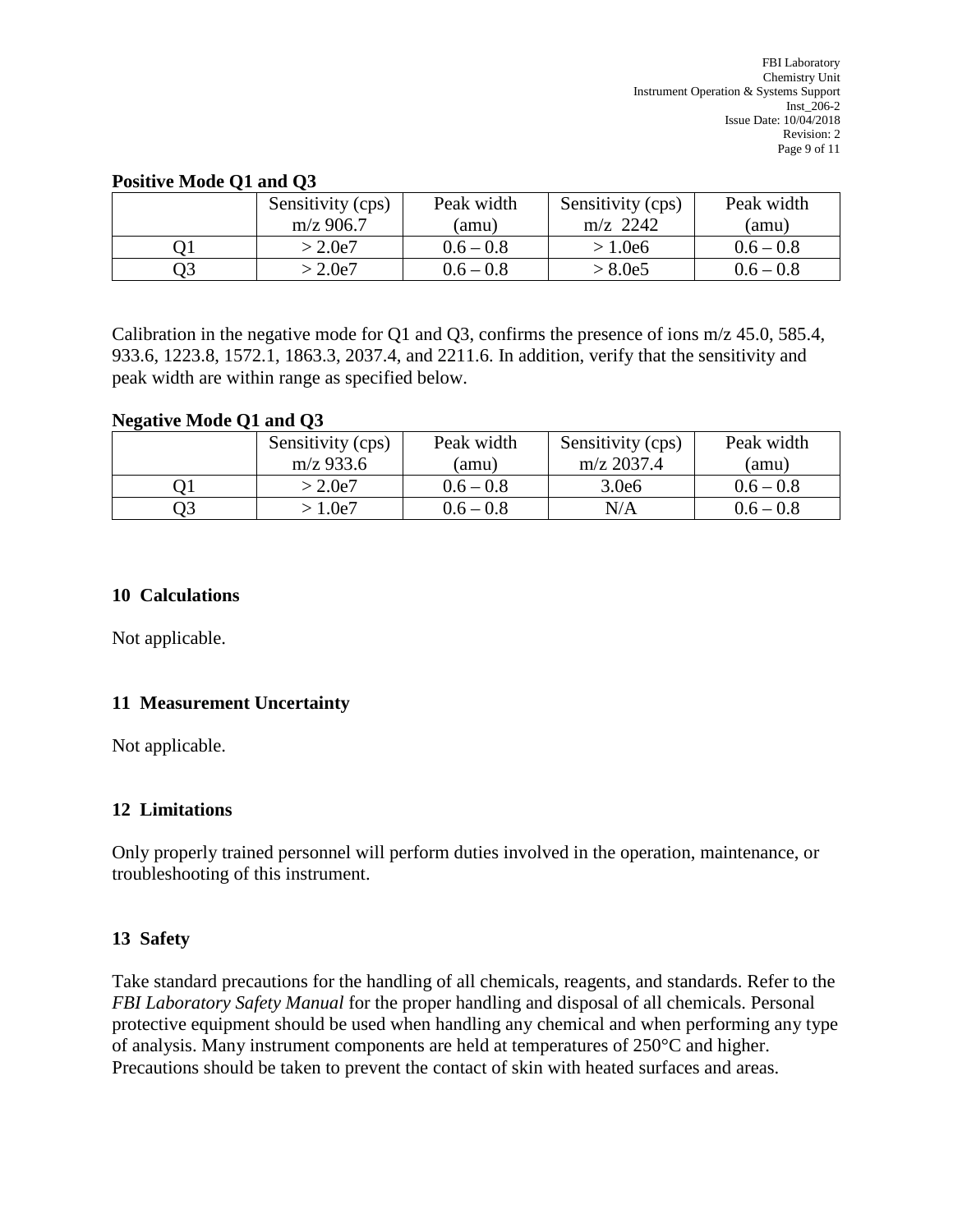**Positive Mode Q1 and Q3**

| | Sensitivity (cps) m/z 906.7 | Peak width (amu) | Sensitivity (cps) m/z 2242 | Peak width (amu) |
|---|---|---|---|---|
| Q1 | > 2.0e7 | 0.6 – 0.8 | > 1.0e6 | 0.6 – 0.8 |
| Q3 | > 2.0e7 | 0.6 – 0.8 | > 8.0e5 | 0.6 – 0.8 |

Calibration in the negative mode for Q1 and Q3, confirms the presence of ions m/z 45.0, 585.4, 933.6, 1223.8, 1572.1, 1863.3, 2037.4, and 2211.6. In addition, verify that the sensitivity and peak width are within range as specified below.

**Negative Mode Q1 and Q3**

| | Sensitivity (cps) m/z 933.6 | Peak width (amu) | Sensitivity (cps) m/z 2037.4 | Peak width (amu) |
|---|---|---|---|---|
| Q1 | > 2.0e7 | 0.6 – 0.8 | 3.0e6 | 0.6 – 0.8 |
| Q3 | > 1.0e7 | 0.6 – 0.8 | N/A | 0.6 – 0.8 |

## 10 Calculations

Not applicable.

## 11 Measurement Uncertainty

Not applicable.

## 12 Limitations

Only properly trained personnel will perform duties involved in the operation, maintenance, or troubleshooting of this instrument.

## 13 Safety

Take standard precautions for the handling of all chemicals, reagents, and standards. Refer to the *FBI Laboratory Safety Manual* for the proper handling and disposal of all chemicals. Personal protective equipment should be used when handling any chemical and when performing any type of analysis. Many instrument components are held at temperatures of 250°C and higher. Precautions should be taken to prevent the contact of skin with heated surfaces and areas.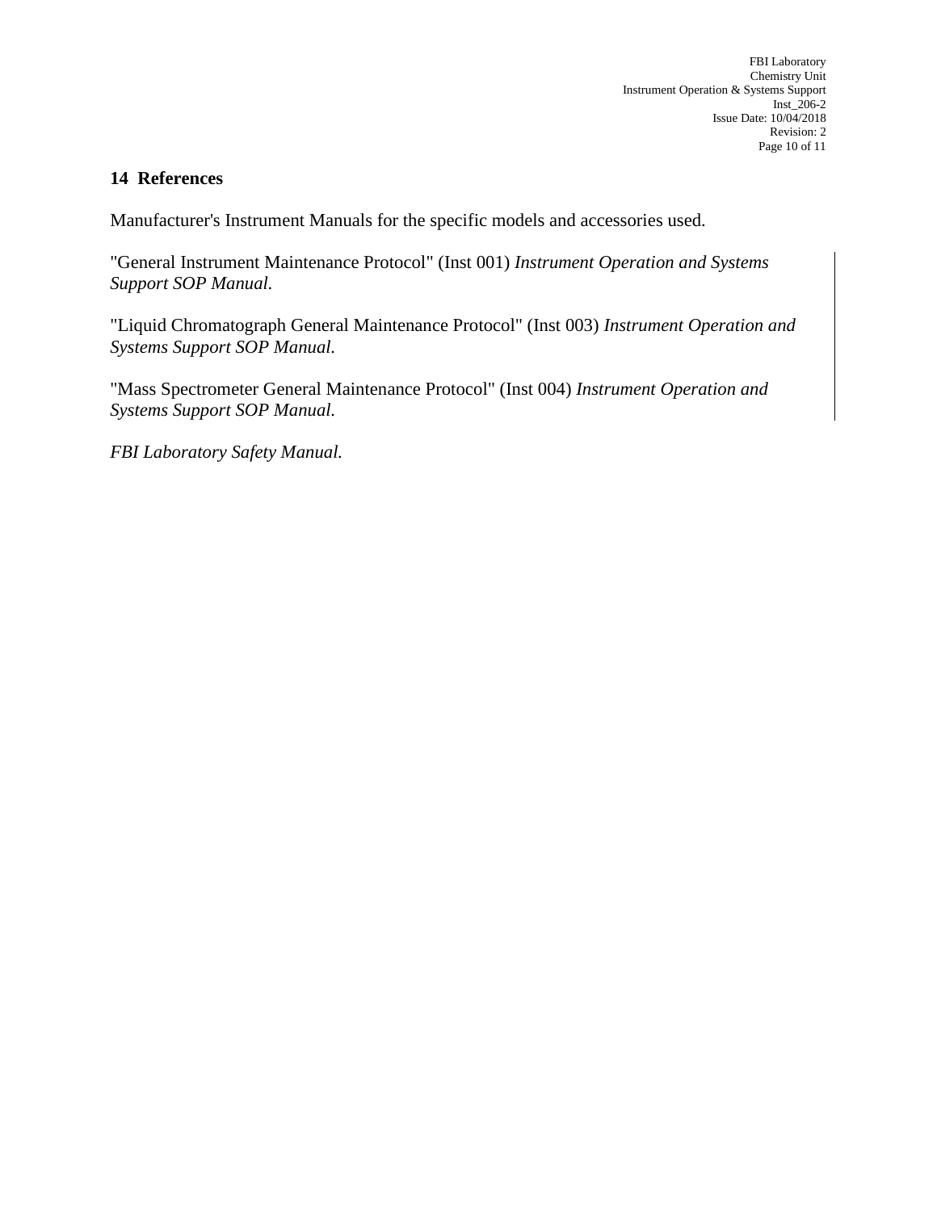## 14 References

Manufacturer's Instrument Manuals for the specific models and accessories used.

"General Instrument Maintenance Protocol" (Inst 001) *Instrument Operation and Systems Support SOP Manual*.

"Liquid Chromatograph General Maintenance Protocol" (Inst 003) *Instrument Operation and Systems Support SOP Manual*.

"Mass Spectrometer General Maintenance Protocol" (Inst 004) *Instrument Operation and Systems Support SOP Manual*.

*FBI Laboratory Safety Manual.*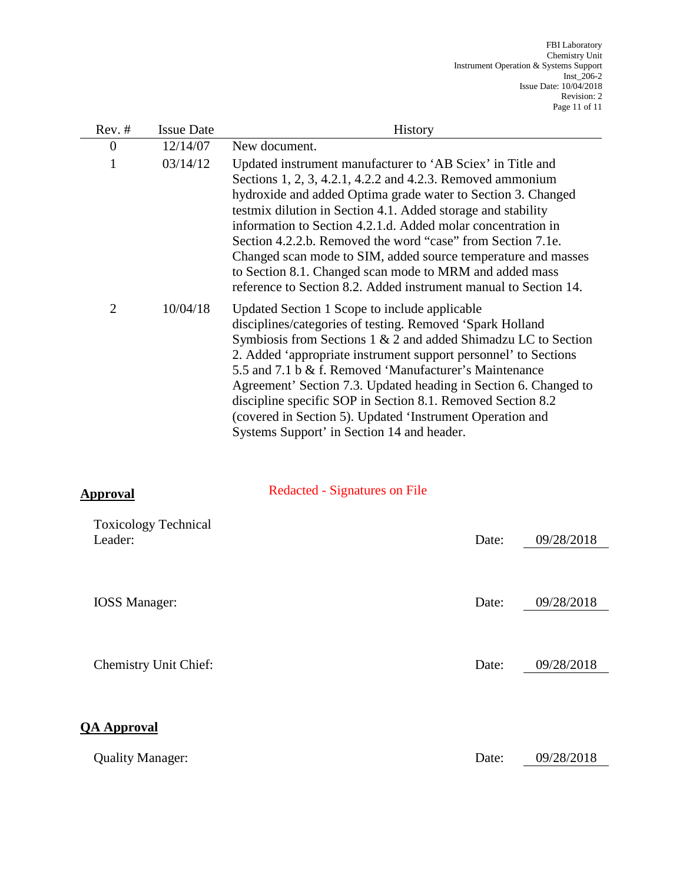| Rev. # | Issue Date | History |
|---|---|---|
| 0 | 12/14/07 | New document. |
| 1 | 03/14/12 | Updated instrument manufacturer to 'AB Sciex' in Title and Sections 1, 2, 3, 4.2.1, 4.2.2 and 4.2.3. Removed ammonium hydroxide and added Optima grade water to Section 3. Changed testmix dilution in Section 4.1. Added storage and stability information to Section 4.2.1.d. Added molar concentration in Section 4.2.2.b. Removed the word "case" from Section 7.1e. Changed scan mode to SIM, added source temperature and masses to Section 8.1. Changed scan mode to MRM and added mass reference to Section 8.2. Added instrument manual to Section 14. |
| 2 | 10/04/18 | Updated Section 1 Scope to include applicable disciplines/categories of testing. Removed 'Spark Holland Symbiosis from Sections 1 & 2 and added Shimadzu LC to Section 2. Added 'appropriate instrument support personnel' to Sections 5.5 and 7.1 b & f. Removed 'Manufacturer's Maintenance Agreement' Section 7.3. Updated heading in Section 6. Changed to discipline specific SOP in Section 8.1. Removed Section 8.2 (covered in Section 5). Updated 'Instrument Operation and Systems Support' in Section 14 and header. |

**Approval**

Redacted - Signatures on File

Toxicology Technical Leader: Date: 09/28/2018

IOSS Manager: Date: 09/28/2018

Chemistry Unit Chief: Date: 09/28/2018

**QA Approval**

Quality Manager: Date: 09/28/2018